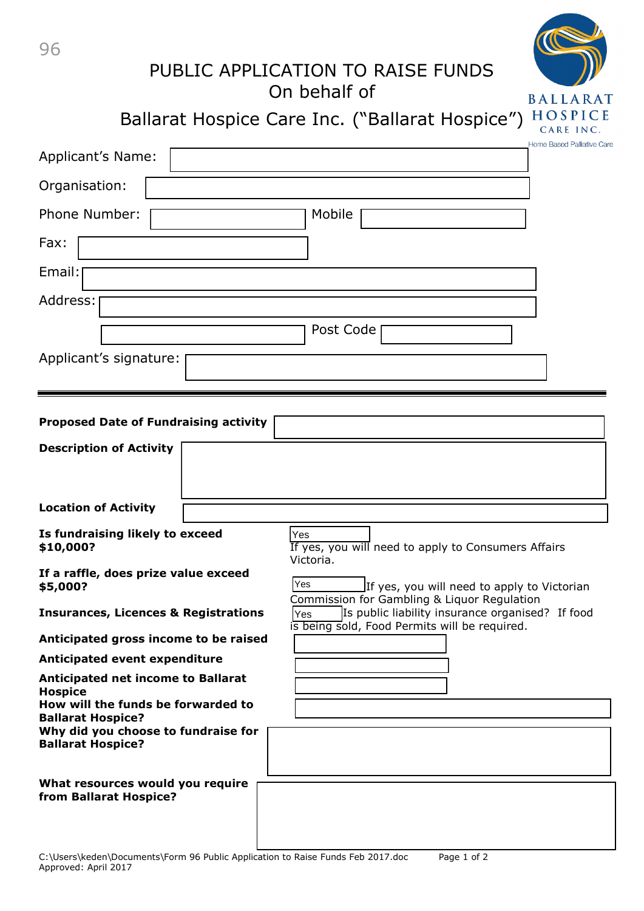# PUBLIC APPLICATION TO RAISE FUNDS
## On behalf of
## Ballarat Hospice Care Inc. ("Ballarat Hospice")

BALLARAT HOSPICE CARE INC.
Home Based Palliative Care

Applicant's Name:

Organisation:

Phone Number: &nbsp;&nbsp;&nbsp;&nbsp; Mobile

Fax:

Email:

Address:

Post Code

Applicant's signature:

---

**Proposed Date of Fundraising activity**

**Description of Activity**

**Location of Activity**

**Is fundraising likely to exceed $10,000?**
Yes
If yes, you will need to apply to Consumers Affairs Victoria.

**If a raffle, does prize value exceed $5,000?**
Yes
If yes, you will need to apply to Victorian Commission for Gambling & Liquor Regulation

**Insurances, Licences & Registrations**
Yes
Is public liability insurance organised? If food is being sold, Food Permits will be required.

**Anticipated gross income to be raised**

**Anticipated event expenditure**

**Anticipated net income to Ballarat Hospice**

**How will the funds be forwarded to Ballarat Hospice?**

**Why did you choose to fundraise for Ballarat Hospice?**

**What resources would you require from Ballarat Hospice?**

C:\Users\keden\Documents\Form 96 Public Application to Raise Funds Feb 2017.doc
Approved: April 2017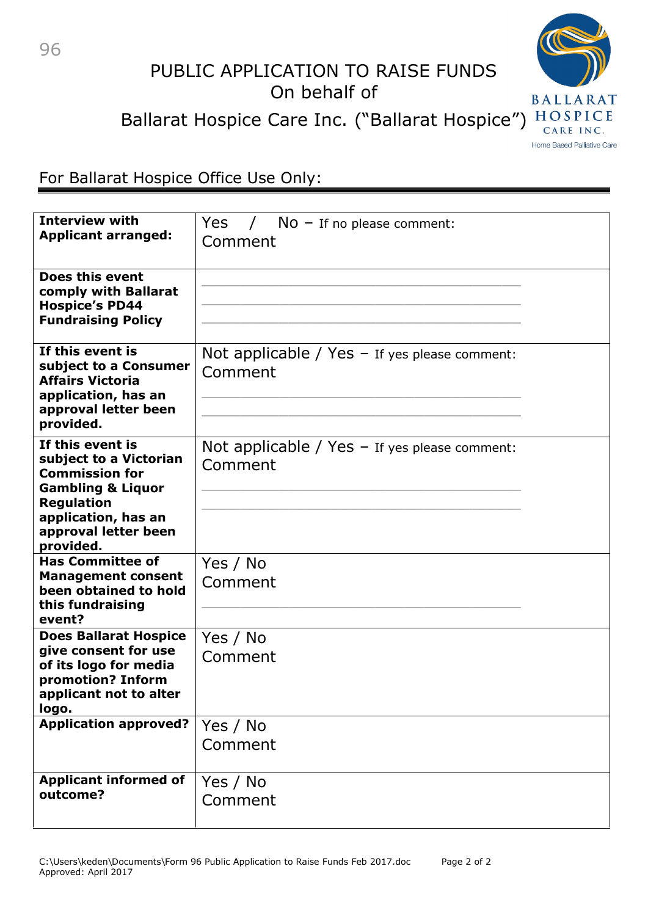PUBLIC APPLICATION TO RAISE FUNDS
On behalf of
Ballarat Hospice Care Inc. ("Ballarat Hospice")

BALLARAT HOSPICE CARE INC.
Home Based Palliative Care

## For Ballarat Hospice Office Use Only:

| | |
|---|---|
| **Interview with Applicant arranged:** | Yes / No – If no please comment:<br>Comment |
| **Does this event comply with Ballarat Hospice's PD44 Fundraising Policy** | ______________________________<br>______________________________<br>______________________________ |
| **If this event is subject to a Consumer Affairs Victoria application, has an approval letter been provided.** | Not applicable / Yes – If yes please comment:<br>Comment<br>______________________________<br>______________________________ |
| **If this event is subject to a Victorian Commission for Gambling & Liquor Regulation application, has an approval letter been provided.** | Not applicable / Yes – If yes please comment:<br>Comment<br>______________________________<br>______________________________ |
| **Has Committee of Management consent been obtained to hold this fundraising event?** | Yes / No<br>Comment<br>______________________________ |
| **Does Ballarat Hospice give consent for use of its logo for media promotion? Inform applicant not to alter logo.** | Yes / No<br>Comment |
| **Application approved?** | Yes / No<br>Comment |
| **Applicant informed of outcome?** | Yes / No<br>Comment |

C:\Users\keden\Documents\Form 96 Public Application to Raise Funds Feb 2017.doc
Approved: April 2017